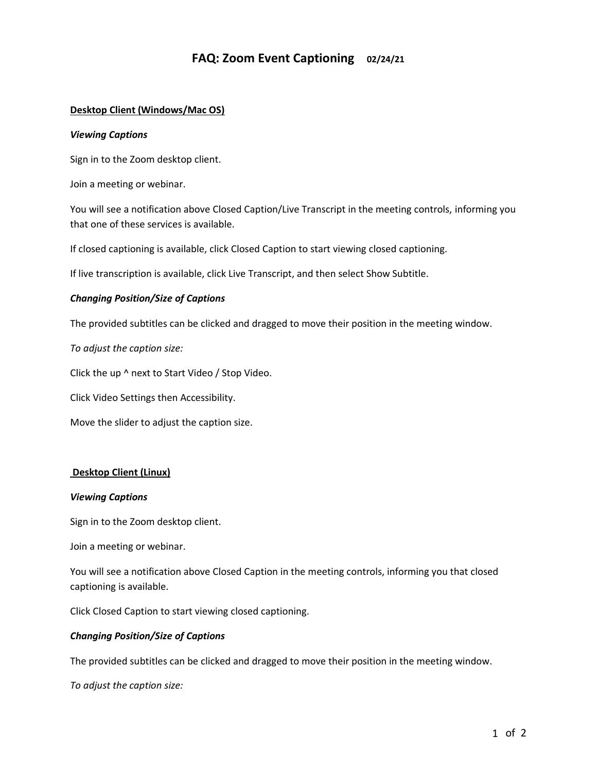# FAQ: Zoom Event Captioning 02/24/21

**Desktop Client (Windows/Mac OS)**

***Viewing Captions***

Sign in to the Zoom desktop client.

Join a meeting or webinar.

You will see a notification above Closed Caption/Live Transcript in the meeting controls, informing you that one of these services is available.

If closed captioning is available, click Closed Caption to start viewing closed captioning.

If live transcription is available, click Live Transcript, and then select Show Subtitle.

***Changing Position/Size of Captions***

The provided subtitles can be clicked and dragged to move their position in the meeting window.

*To adjust the caption size:*

Click the up ^ next to Start Video / Stop Video.

Click Video Settings then Accessibility.

Move the slider to adjust the caption size.

**Desktop Client (Linux)**

***Viewing Captions***

Sign in to the Zoom desktop client.

Join a meeting or webinar.

You will see a notification above Closed Caption in the meeting controls, informing you that closed captioning is available.

Click Closed Caption to start viewing closed captioning.

***Changing Position/Size of Captions***

The provided subtitles can be clicked and dragged to move their position in the meeting window.

*To adjust the caption size:*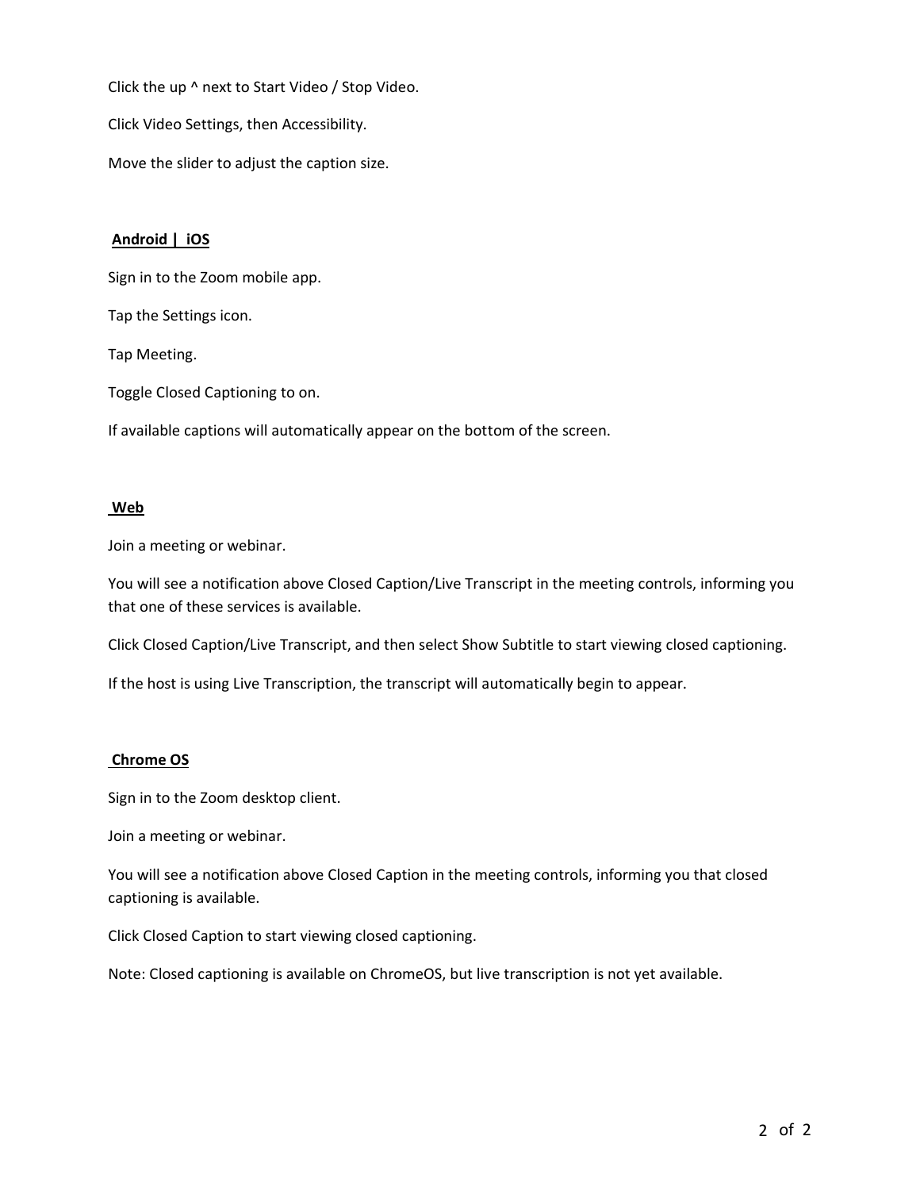Click the up ^ next to Start Video / Stop Video.

Click Video Settings, then Accessibility.

Move the slider to adjust the caption size.

**Android | iOS**

Sign in to the Zoom mobile app.

Tap the Settings icon.

Tap Meeting.

Toggle Closed Captioning to on.

If available captions will automatically appear on the bottom of the screen.

**Web**

Join a meeting or webinar.

You will see a notification above Closed Caption/Live Transcript in the meeting controls, informing you that one of these services is available.

Click Closed Caption/Live Transcript, and then select Show Subtitle to start viewing closed captioning.

If the host is using Live Transcription, the transcript will automatically begin to appear.

**Chrome OS**

Sign in to the Zoom desktop client.

Join a meeting or webinar.

You will see a notification above Closed Caption in the meeting controls, informing you that closed captioning is available.

Click Closed Caption to start viewing closed captioning.

Note: Closed captioning is available on ChromeOS, but live transcription is not yet available.